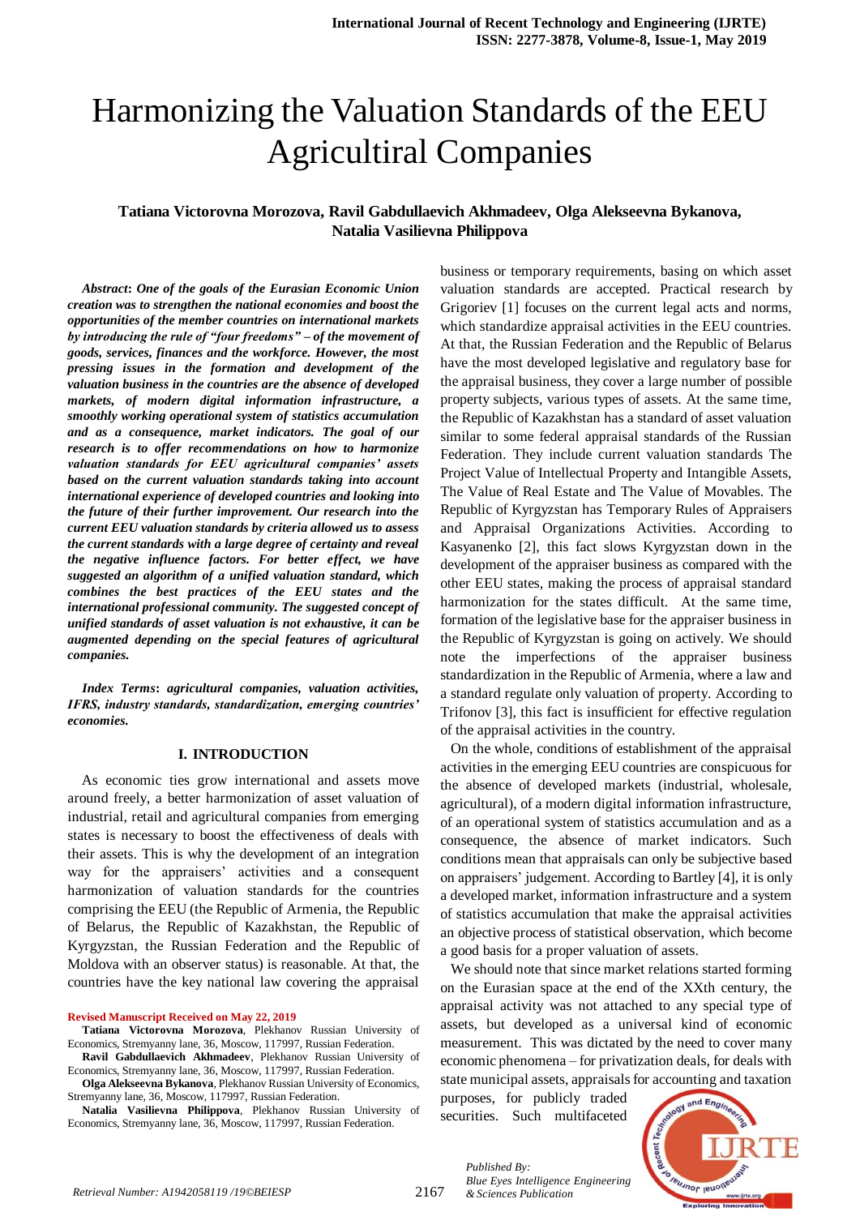# Harmonizing the Valuation Standards of the EEU Agricultiral Companies

**Tatiana Victorovna Morozova, Ravil Gabdullaevich Akhmadeev, Olga Alekseevna Bykanova, Natalia Vasilievna Philippova**

***Abstract*: *One of the goals of the Eurasian Economic Union creation was to strengthen the national economies and boost the opportunities of the member countries on international markets by introducing the rule of "four freedoms" – of the movement of goods, services, finances and the workforce. However, the most pressing issues in the formation and development of the valuation business in the countries are the absence of developed markets, of modern digital information infrastructure, a smoothly working operational system of statistics accumulation and as a consequence, market indicators. The goal of our research is to offer recommendations on how to harmonize valuation standards for EEU agricultural companies' assets based on the current valuation standards taking into account international experience of developed countries and looking into the future of their further improvement. Our research into the current EEU valuation standards by criteria allowed us to assess the current standards with a large degree of certainty and reveal the negative influence factors. For better effect, we have suggested an algorithm of a unified valuation standard, which combines the best practices of the EEU states and the international professional community. The suggested concept of unified standards of asset valuation is not exhaustive, it can be augmented depending on the special features of agricultural companies.***

***Index Terms*: *agricultural companies, valuation activities, IFRS, industry standards, standardization, emerging countries' economies.***

## I. INTRODUCTION

As economic ties grow international and assets move around freely, a better harmonization of asset valuation of industrial, retail and agricultural companies from emerging states is necessary to boost the effectiveness of deals with their assets. This is why the development of an integration way for the appraisers' activities and a consequent harmonization of valuation standards for the countries comprising the EEU (the Republic of Armenia, the Republic of Belarus, the Republic of Kazakhstan, the Republic of Kyrgyzstan, the Russian Federation and the Republic of Moldova with an observer status) is reasonable. At that, the countries have the key national law covering the appraisal business or temporary requirements, basing on which asset valuation standards are accepted. Practical research by Grigoriev [1] focuses on the current legal acts and norms, which standardize appraisal activities in the EEU countries. At that, the Russian Federation and the Republic of Belarus have the most developed legislative and regulatory base for the appraisal business, they cover a large number of possible property subjects, various types of assets. At the same time, the Republic of Kazakhstan has a standard of asset valuation similar to some federal appraisal standards of the Russian Federation. They include current valuation standards The Project Value of Intellectual Property and Intangible Assets, The Value of Real Estate and The Value of Movables. The Republic of Kyrgyzstan has Temporary Rules of Appraisers and Appraisal Organizations Activities. According to Kasyanenko [2], this fact slows Kyrgyzstan down in the development of the appraiser business as compared with the other EEU states, making the process of appraisal standard harmonization for the states difficult. At the same time, formation of the legislative base for the appraiser business in the Republic of Kyrgyzstan is going on actively. We should note the imperfections of the appraiser business standardization in the Republic of Armenia, where a law and a standard regulate only valuation of property. According to Trifonov [3], this fact is insufficient for effective regulation of the appraisal activities in the country.

On the whole, conditions of establishment of the appraisal activities in the emerging EEU countries are conspicuous for the absence of developed markets (industrial, wholesale, agricultural), of a modern digital information infrastructure, of an operational system of statistics accumulation and as a consequence, the absence of market indicators. Such conditions mean that appraisals can only be subjective based on appraisers' judgement. According to Bartley [4], it is only a developed market, information infrastructure and a system of statistics accumulation that make the appraisal activities an objective process of statistical observation, which become a good basis for a proper valuation of assets.

We should note that since market relations started forming on the Eurasian space at the end of the XXth century, the appraisal activity was not attached to any special type of assets, but developed as a universal kind of economic measurement. This was dictated by the need to cover many economic phenomena – for privatization deals, for deals with state municipal assets, appraisals for accounting and taxation purposes, for publicly traded securities. Such multifaceted

**Revised Manuscript Received on May 22, 2019**

**Tatiana Victorovna Morozova**, Plekhanov Russian University of Economics, Stremyanny lane, 36, Moscow, 117997, Russian Federation.

**Ravil Gabdullaevich Akhmadeev**, Plekhanov Russian University of Economics, Stremyanny lane, 36, Moscow, 117997, Russian Federation.

**Olga Alekseevna Bykanova**, Plekhanov Russian University of Economics, Stremyanny lane, 36, Moscow, 117997, Russian Federation.

**Natalia Vasilievna Philippova**, Plekhanov Russian University of Economics, Stremyanny lane, 36, Moscow, 117997, Russian Federation.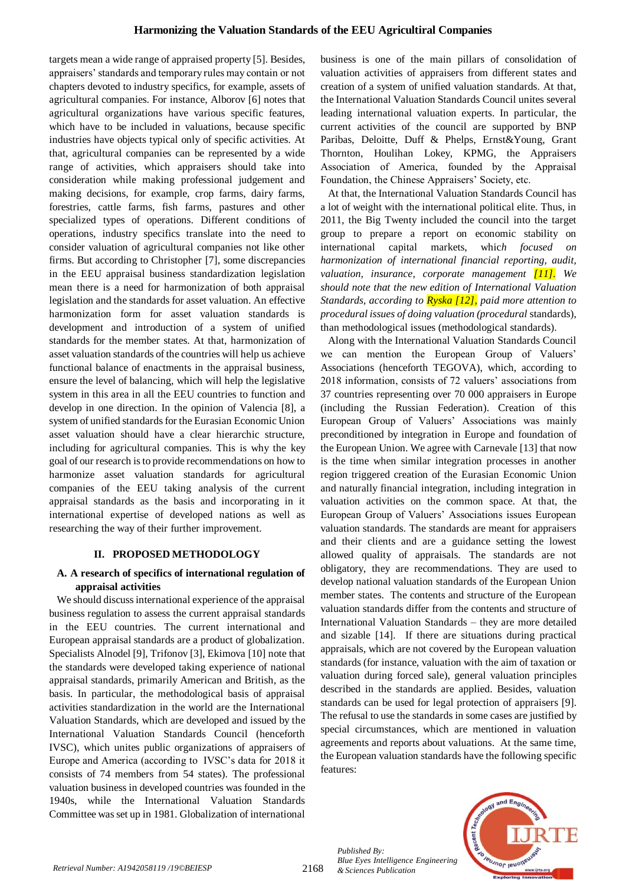targets mean a wide range of appraised property [5]. Besides, appraisers' standards and temporary rules may contain or not chapters devoted to industry specifics, for example, assets of agricultural companies. For instance, Alborov [6] notes that agricultural organizations have various specific features, which have to be included in valuations, because specific industries have objects typical only of specific activities. At that, agricultural companies can be represented by a wide range of activities, which appraisers should take into consideration while making professional judgement and making decisions, for example, crop farms, dairy farms, forestries, cattle farms, fish farms, pastures and other specialized types of operations. Different conditions of operations, industry specifics translate into the need to consider valuation of agricultural companies not like other firms. But according to Christopher [7], some discrepancies in the EEU appraisal business standardization legislation mean there is a need for harmonization of both appraisal legislation and the standards for asset valuation. An effective harmonization form for asset valuation standards is development and introduction of a system of unified standards for the member states. At that, harmonization of asset valuation standards of the countries will help us achieve functional balance of enactments in the appraisal business, ensure the level of balancing, which will help the legislative system in this area in all the EEU countries to function and develop in one direction. In the opinion of Valencia [8], a system of unified standards for the Eurasian Economic Union asset valuation should have a clear hierarchic structure, including for agricultural companies. This is why the key goal of our research is to provide recommendations on how to harmonize asset valuation standards for agricultural companies of the EEU taking analysis of the current appraisal standards as the basis and incorporating in it international expertise of developed nations as well as researching the way of their further improvement.

## II. PROPOSED METHODOLOGY

### A. A research of specifics of international regulation of appraisal activities

We should discuss international experience of the appraisal business regulation to assess the current appraisal standards in the EEU countries. The current international and European appraisal standards are a product of globalization. Specialists Alnodel [9], Trifonov [3], Ekimova [10] note that the standards were developed taking experience of national appraisal standards, primarily American and British, as the basis. In particular, the methodological basis of appraisal activities standardization in the world are the International Valuation Standards, which are developed and issued by the International Valuation Standards Council (henceforth IVSC), which unites public organizations of appraisers of Europe and America (according to IVSC's data for 2018 it consists of 74 members from 54 states). The professional valuation business in developed countries was founded in the 1940s, while the International Valuation Standards Committee was set up in 1981. Globalization of international business is one of the main pillars of consolidation of valuation activities of appraisers from different states and creation of a system of unified valuation standards. At that, the International Valuation Standards Council unites several leading international valuation experts. In particular, the current activities of the council are supported by BNP Paribas, Deloitte, Duff & Phelps, Ernst&Young, Grant Thornton, Houlihan Lokey, KPMG, the Appraisers Association of America, founded by the Appraisal Foundation, the Chinese Appraisers' Society, etc.

At that, the International Valuation Standards Council has a lot of weight with the international political elite. Thus, in 2011, the Big Twenty included the council into the target group to prepare a report on economic stability on international capital markets, which *focused on harmonization of international financial reporting, audit, valuation, insurance, corporate management [11]. We should note that the new edition of International Valuation Standards, according to Ryska [12], paid more attention to procedural issues of doing valuation (procedural* standards), than methodological issues (methodological standards).

Along with the International Valuation Standards Council we can mention the European Group of Valuers' Associations (henceforth TEGOVA), which, according to 2018 information, consists of 72 valuers' associations from 37 countries representing over 70 000 appraisers in Europe (including the Russian Federation). Creation of this European Group of Valuers' Associations was mainly preconditioned by integration in Europe and foundation of the European Union. We agree with Carnevale [13] that now is the time when similar integration processes in another region triggered creation of the Eurasian Economic Union and naturally financial integration, including integration in valuation activities on the common space. At that, the European Group of Valuers' Associations issues European valuation standards. The standards are meant for appraisers and their clients and are a guidance setting the lowest allowed quality of appraisals. The standards are not obligatory, they are recommendations. They are used to develop national valuation standards of the European Union member states. The contents and structure of the European valuation standards differ from the contents and structure of International Valuation Standards – they are more detailed and sizable [14]. If there are situations during practical appraisals, which are not covered by the European valuation standards (for instance, valuation with the aim of taxation or valuation during forced sale), general valuation principles described in the standards are applied. Besides, valuation standards can be used for legal protection of appraisers [9]. The refusal to use the standards in some cases are justified by special circumstances, which are mentioned in valuation agreements and reports about valuations. At the same time, the European valuation standards have the following specific features: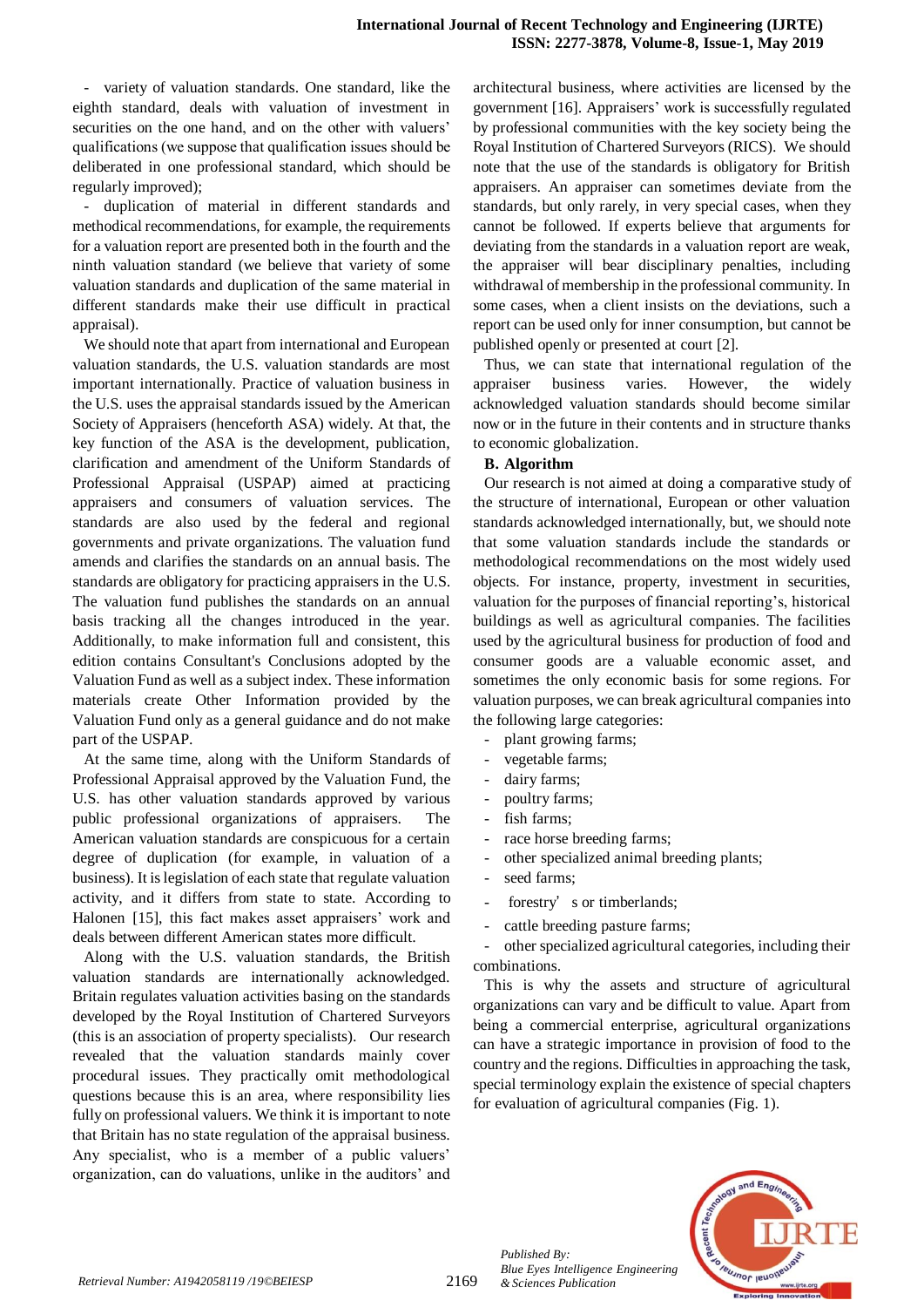- variety of valuation standards. One standard, like the eighth standard, deals with valuation of investment in securities on the one hand, and on the other with valuers' qualifications (we suppose that qualification issues should be deliberated in one professional standard, which should be regularly improved);

- duplication of material in different standards and methodical recommendations, for example, the requirements for a valuation report are presented both in the fourth and the ninth valuation standard (we believe that variety of some valuation standards and duplication of the same material in different standards make their use difficult in practical appraisal).

We should note that apart from international and European valuation standards, the U.S. valuation standards are most important internationally. Practice of valuation business in the U.S. uses the appraisal standards issued by the American Society of Appraisers (henceforth ASA) widely. At that, the key function of the ASA is the development, publication, clarification and amendment of the Uniform Standards of Professional Appraisal (USPAP) aimed at practicing appraisers and consumers of valuation services. The standards are also used by the federal and regional governments and private organizations. The valuation fund amends and clarifies the standards on an annual basis. The standards are obligatory for practicing appraisers in the U.S. The valuation fund publishes the standards on an annual basis tracking all the changes introduced in the year. Additionally, to make information full and consistent, this edition contains Consultant's Conclusions adopted by the Valuation Fund as well as a subject index. These information materials create Other Information provided by the Valuation Fund only as a general guidance and do not make part of the USPAP.

At the same time, along with the Uniform Standards of Professional Appraisal approved by the Valuation Fund, the U.S. has other valuation standards approved by various public professional organizations of appraisers. The American valuation standards are conspicuous for a certain degree of duplication (for example, in valuation of a business). It is legislation of each state that regulate valuation activity, and it differs from state to state. According to Halonen [15], this fact makes asset appraisers' work and deals between different American states more difficult.

Along with the U.S. valuation standards, the British valuation standards are internationally acknowledged. Britain regulates valuation activities basing on the standards developed by the Royal Institution of Chartered Surveyors (this is an association of property specialists). Our research revealed that the valuation standards mainly cover procedural issues. They practically omit methodological questions because this is an area, where responsibility lies fully on professional valuers. We think it is important to note that Britain has no state regulation of the appraisal business. Any specialist, who is a member of a public valuers' organization, can do valuations, unlike in the auditors' and architectural business, where activities are licensed by the government [16]. Appraisers' work is successfully regulated by professional communities with the key society being the Royal Institution of Chartered Surveyors (RICS). We should note that the use of the standards is obligatory for British appraisers. An appraiser can sometimes deviate from the standards, but only rarely, in very special cases, when they cannot be followed. If experts believe that arguments for deviating from the standards in a valuation report are weak, the appraiser will bear disciplinary penalties, including withdrawal of membership in the professional community. In some cases, when a client insists on the deviations, such a report can be used only for inner consumption, but cannot be published openly or presented at court [2].

Thus, we can state that international regulation of the appraiser business varies. However, the widely acknowledged valuation standards should become similar now or in the future in their contents and in structure thanks to economic globalization.

### B. Algorithm

Our research is not aimed at doing a comparative study of the structure of international, European or other valuation standards acknowledged internationally, but, we should note that some valuation standards include the standards or methodological recommendations on the most widely used objects. For instance, property, investment in securities, valuation for the purposes of financial reporting's, historical buildings as well as agricultural companies. The facilities used by the agricultural business for production of food and consumer goods are a valuable economic asset, and sometimes the only economic basis for some regions. For valuation purposes, we can break agricultural companies into the following large categories:

- plant growing farms;
- vegetable farms;
- dairy farms;
- poultry farms;
- fish farms;
- race horse breeding farms;
- other specialized animal breeding plants;
- seed farms;
- forestry's or timberlands;
- cattle breeding pasture farms;
- other specialized agricultural categories, including their combinations.

This is why the assets and structure of agricultural organizations can vary and be difficult to value. Apart from being a commercial enterprise, agricultural organizations can have a strategic importance in provision of food to the country and the regions. Difficulties in approaching the task, special terminology explain the existence of special chapters for evaluation of agricultural companies (Fig. 1).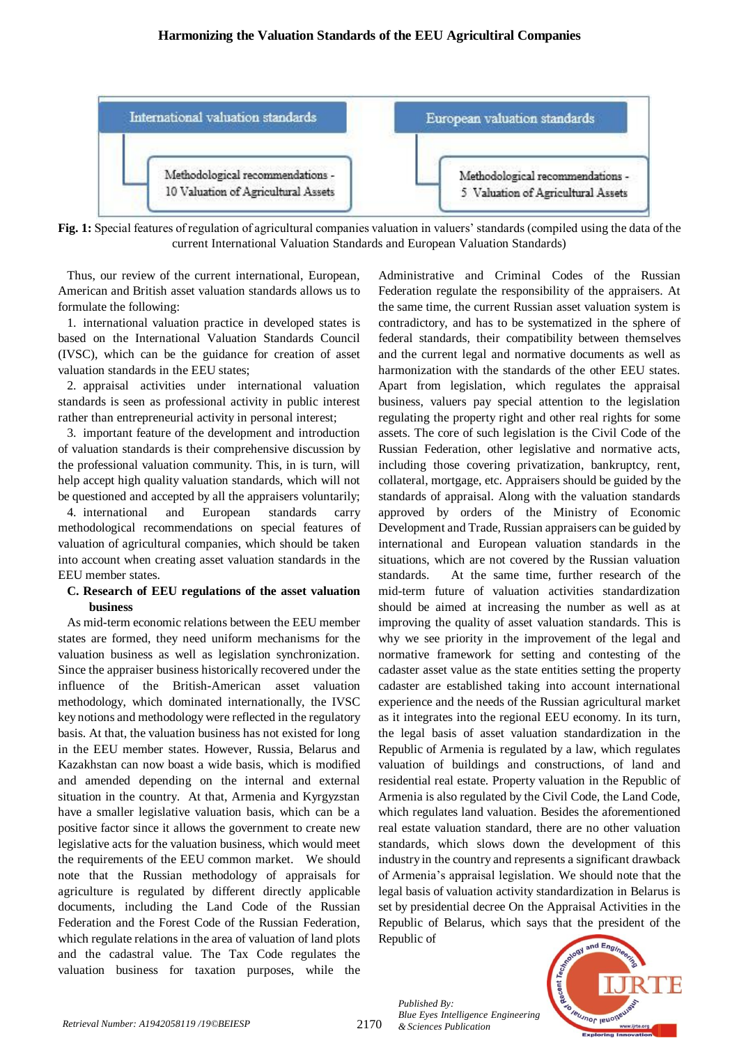International valuation standards

Methodological recommendations - 10 Valuation of Agricultural Assets

European valuation standards

Methodological recommendations - 5 Valuation of Agricultural Assets

**Fig. 1:** Special features of regulation of agricultural companies valuation in valuers' standards (compiled using the data of the current International Valuation Standards and European Valuation Standards)

Thus, our review of the current international, European, American and British asset valuation standards allows us to formulate the following:

1. international valuation practice in developed states is based on the International Valuation Standards Council (IVSC), which can be the guidance for creation of asset valuation standards in the EEU states;
2. appraisal activities under international valuation standards is seen as professional activity in public interest rather than entrepreneurial activity in personal interest;
3. important feature of the development and introduction of valuation standards is their comprehensive discussion by the professional valuation community. This, in is turn, will help accept high quality valuation standards, which will not be questioned and accepted by all the appraisers voluntarily;
4. international and European standards carry methodological recommendations on special features of valuation of agricultural companies, which should be taken into account when creating asset valuation standards in the EEU member states.

### C. Research of EEU regulations of the asset valuation business

As mid-term economic relations between the EEU member states are formed, they need uniform mechanisms for the valuation business as well as legislation synchronization. Since the appraiser business historically recovered under the influence of the British-American asset valuation methodology, which dominated internationally, the IVSC key notions and methodology were reflected in the regulatory basis. At that, the valuation business has not existed for long in the EEU member states. However, Russia, Belarus and Kazakhstan can now boast a wide basis, which is modified and amended depending on the internal and external situation in the country. At that, Armenia and Kyrgyzstan have a smaller legislative valuation basis, which can be a positive factor since it allows the government to create new legislative acts for the valuation business, which would meet the requirements of the EEU common market. We should note that the Russian methodology of appraisals for agriculture is regulated by different directly applicable documents, including the Land Code of the Russian Federation and the Forest Code of the Russian Federation, which regulate relations in the area of valuation of land plots and the cadastral value. The Tax Code regulates the valuation business for taxation purposes, while the Administrative and Criminal Codes of the Russian Federation regulate the responsibility of the appraisers. At the same time, the current Russian asset valuation system is contradictory, and has to be systematized in the sphere of federal standards, their compatibility between themselves and the current legal and normative documents as well as harmonization with the standards of the other EEU states. Apart from legislation, which regulates the appraisal business, valuers pay special attention to the legislation regulating the property right and other real rights for some assets. The core of such legislation is the Civil Code of the Russian Federation, other legislative and normative acts, including those covering privatization, bankruptcy, rent, collateral, mortgage, etc. Appraisers should be guided by the standards of appraisal. Along with the valuation standards approved by orders of the Ministry of Economic Development and Trade, Russian appraisers can be guided by international and European valuation standards in the situations, which are not covered by the Russian valuation standards. At the same time, further research of the mid-term future of valuation activities standardization should be aimed at increasing the number as well as at improving the quality of asset valuation standards. This is why we see priority in the improvement of the legal and normative framework for setting and contesting of the cadaster asset value as the state entities setting the property cadaster are established taking into account international experience and the needs of the Russian agricultural market as it integrates into the regional EEU economy. In its turn, the legal basis of asset valuation standardization in the Republic of Armenia is regulated by a law, which regulates valuation of buildings and constructions, of land and residential real estate. Property valuation in the Republic of Armenia is also regulated by the Civil Code, the Land Code, which regulates land valuation. Besides the aforementioned real estate valuation standard, there are no other valuation standards, which slows down the development of this industry in the country and represents a significant drawback of Armenia's appraisal legislation. We should note that the legal basis of valuation activity standardization in Belarus is set by presidential decree On the Appraisal Activities in the Republic of Belarus, which says that the president of the Republic of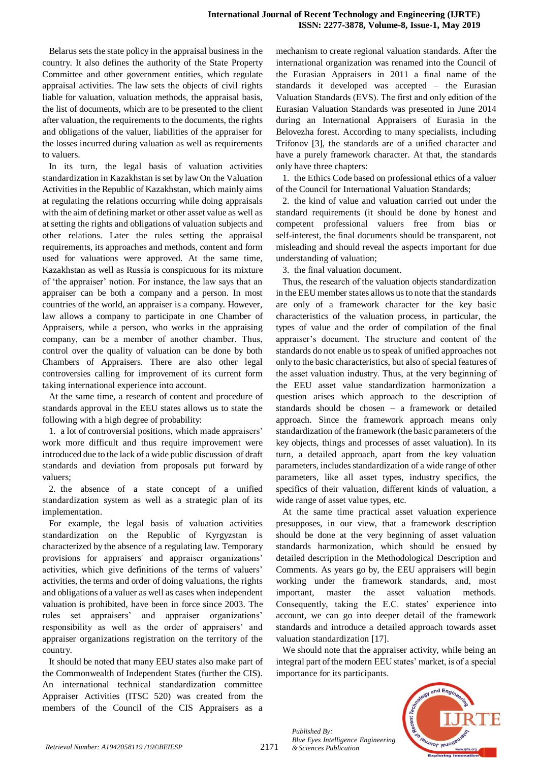Belarus sets the state policy in the appraisal business in the country. It also defines the authority of the State Property Committee and other government entities, which regulate appraisal activities. The law sets the objects of civil rights liable for valuation, valuation methods, the appraisal basis, the list of documents, which are to be presented to the client after valuation, the requirements to the documents, the rights and obligations of the valuer, liabilities of the appraiser for the losses incurred during valuation as well as requirements to valuers.

In its turn, the legal basis of valuation activities standardization in Kazakhstan is set by law On the Valuation Activities in the Republic of Kazakhstan, which mainly aims at regulating the relations occurring while doing appraisals with the aim of defining market or other asset value as well as at setting the rights and obligations of valuation subjects and other relations. Later the rules setting the appraisal requirements, its approaches and methods, content and form used for valuations were approved. At the same time, Kazakhstan as well as Russia is conspicuous for its mixture of 'the appraiser' notion. For instance, the law says that an appraiser can be both a company and a person. In most countries of the world, an appraiser is a company. However, law allows a company to participate in one Chamber of Appraisers, while a person, who works in the appraising company, can be a member of another chamber. Thus, control over the quality of valuation can be done by both Chambers of Appraisers. There are also other legal controversies calling for improvement of its current form taking international experience into account.

At the same time, a research of content and procedure of standards approval in the EEU states allows us to state the following with a high degree of probability:

1. a lot of controversial positions, which made appraisers' work more difficult and thus require improvement were introduced due to the lack of a wide public discussion of draft standards and deviation from proposals put forward by valuers;

2. the absence of a state concept of a unified standardization system as well as a strategic plan of its implementation.

For example, the legal basis of valuation activities standardization on the Republic of Kyrgyzstan is characterized by the absence of a regulating law. Temporary provisions for appraisers' and appraiser organizations' activities, which give definitions of the terms of valuers' activities, the terms and order of doing valuations, the rights and obligations of a valuer as well as cases when independent valuation is prohibited, have been in force since 2003. The rules set appraisers' and appraiser organizations' responsibility as well as the order of appraisers' and appraiser organizations registration on the territory of the country.

It should be noted that many EEU states also make part of the Commonwealth of Independent States (further the CIS). An international technical standardization committee Appraiser Activities (ITSC 520) was created from the members of the Council of the CIS Appraisers as a mechanism to create regional valuation standards. After the international organization was renamed into the Council of the Eurasian Appraisers in 2011 a final name of the standards it developed was accepted – the Eurasian Valuation Standards (EVS). The first and only edition of the Eurasian Valuation Standards was presented in June 2014 during an International Appraisers of Eurasia in the Belovezha forest. According to many specialists, including Trifonov [3], the standards are of a unified character and have a purely framework character. At that, the standards only have three chapters:

1. the Ethics Code based on professional ethics of a valuer of the Council for International Valuation Standards;

2. the kind of value and valuation carried out under the standard requirements (it should be done by honest and competent professional valuers free from bias or self-interest, the final documents should be transparent, not misleading and should reveal the aspects important for due understanding of valuation;

3. the final valuation document.

Thus, the research of the valuation objects standardization in the EEU member states allows us to note that the standards are only of a framework character for the key basic characteristics of the valuation process, in particular, the types of value and the order of compilation of the final appraiser's document. The structure and content of the standards do not enable us to speak of unified approaches not only to the basic characteristics, but also of special features of the asset valuation industry. Thus, at the very beginning of the EEU asset value standardization harmonization a question arises which approach to the description of standards should be chosen – a framework or detailed approach. Since the framework approach means only standardization of the framework (the basic parameters of the key objects, things and processes of asset valuation). In its turn, a detailed approach, apart from the key valuation parameters, includes standardization of a wide range of other parameters, like all asset types, industry specifics, the specifics of their valuation, different kinds of valuation, a wide range of asset value types, etc.

At the same time practical asset valuation experience presupposes, in our view, that a framework description should be done at the very beginning of asset valuation standards harmonization, which should be ensued by detailed description in the Methodological Description and Comments. As years go by, the EEU appraisers will begin working under the framework standards, and, most important, master the asset valuation methods. Consequently, taking the E.C. states' experience into account, we can go into deeper detail of the framework standards and introduce a detailed approach towards asset valuation standardization [17].

We should note that the appraiser activity, while being an integral part of the modern EEU states' market, is of a special importance for its participants.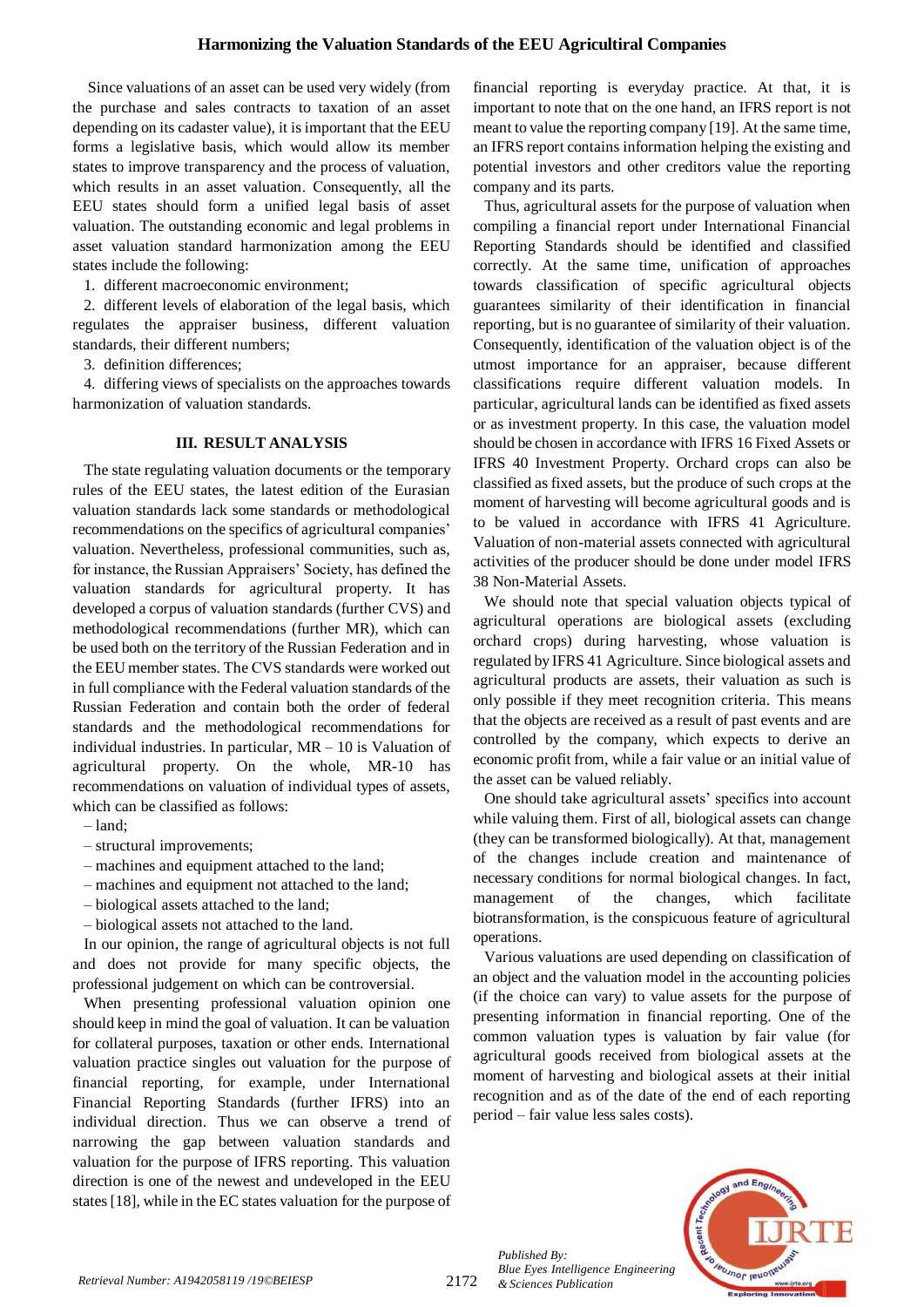Since valuations of an asset can be used very widely (from the purchase and sales contracts to taxation of an asset depending on its cadaster value), it is important that the EEU forms a legislative basis, which would allow its member states to improve transparency and the process of valuation, which results in an asset valuation. Consequently, all the EEU states should form a unified legal basis of asset valuation. The outstanding economic and legal problems in asset valuation standard harmonization among the EEU states include the following:

1. different macroeconomic environment;
2. different levels of elaboration of the legal basis, which regulates the appraiser business, different valuation standards, their different numbers;
3. definition differences;
4. differing views of specialists on the approaches towards harmonization of valuation standards.

## III. RESULT ANALYSIS

The state regulating valuation documents or the temporary rules of the EEU states, the latest edition of the Eurasian valuation standards lack some standards or methodological recommendations on the specifics of agricultural companies' valuation. Nevertheless, professional communities, such as, for instance, the Russian Appraisers' Society, has defined the valuation standards for agricultural property. It has developed a corpus of valuation standards (further CVS) and methodological recommendations (further MR), which can be used both on the territory of the Russian Federation and in the EEU member states. The CVS standards were worked out in full compliance with the Federal valuation standards of the Russian Federation and contain both the order of federal standards and the methodological recommendations for individual industries. In particular, MR – 10 is Valuation of agricultural property. On the whole, MR-10 has recommendations on valuation of individual types of assets, which can be classified as follows:

– land;
– structural improvements;
– machines and equipment attached to the land;
– machines and equipment not attached to the land;
– biological assets attached to the land;
– biological assets not attached to the land.

In our opinion, the range of agricultural objects is not full and does not provide for many specific objects, the professional judgement on which can be controversial.

When presenting professional valuation opinion one should keep in mind the goal of valuation. It can be valuation for collateral purposes, taxation or other ends. International valuation practice singles out valuation for the purpose of financial reporting, for example, under International Financial Reporting Standards (further IFRS) into an individual direction. Thus we can observe a trend of narrowing the gap between valuation standards and valuation for the purpose of IFRS reporting. This valuation direction is one of the newest and undeveloped in the EEU states [18], while in the EC states valuation for the purpose of financial reporting is everyday practice. At that, it is important to note that on the one hand, an IFRS report is not meant to value the reporting company [19]. At the same time, an IFRS report contains information helping the existing and potential investors and other creditors value the reporting company and its parts.

Thus, agricultural assets for the purpose of valuation when compiling a financial report under International Financial Reporting Standards should be identified and classified correctly. At the same time, unification of approaches towards classification of specific agricultural objects guarantees similarity of their identification in financial reporting, but is no guarantee of similarity of their valuation. Consequently, identification of the valuation object is of the utmost importance for an appraiser, because different classifications require different valuation models. In particular, agricultural lands can be identified as fixed assets or as investment property. In this case, the valuation model should be chosen in accordance with IFRS 16 Fixed Assets or IFRS 40 Investment Property. Orchard crops can also be classified as fixed assets, but the produce of such crops at the moment of harvesting will become agricultural goods and is to be valued in accordance with IFRS 41 Agriculture. Valuation of non-material assets connected with agricultural activities of the producer should be done under model IFRS 38 Non-Material Assets.

We should note that special valuation objects typical of agricultural operations are biological assets (excluding orchard crops) during harvesting, whose valuation is regulated by IFRS 41 Agriculture. Since biological assets and agricultural products are assets, their valuation as such is only possible if they meet recognition criteria. This means that the objects are received as a result of past events and are controlled by the company, which expects to derive an economic profit from, while a fair value or an initial value of the asset can be valued reliably.

One should take agricultural assets' specifics into account while valuing them. First of all, biological assets can change (they can be transformed biologically). At that, management of the changes include creation and maintenance of necessary conditions for normal biological changes. In fact, management of the changes, which facilitate biotransformation, is the conspicuous feature of agricultural operations.

Various valuations are used depending on classification of an object and the valuation model in the accounting policies (if the choice can vary) to value assets for the purpose of presenting information in financial reporting. One of the common valuation types is valuation by fair value (for agricultural goods received from biological assets at the moment of harvesting and biological assets at their initial recognition and as of the date of the end of each reporting period – fair value less sales costs).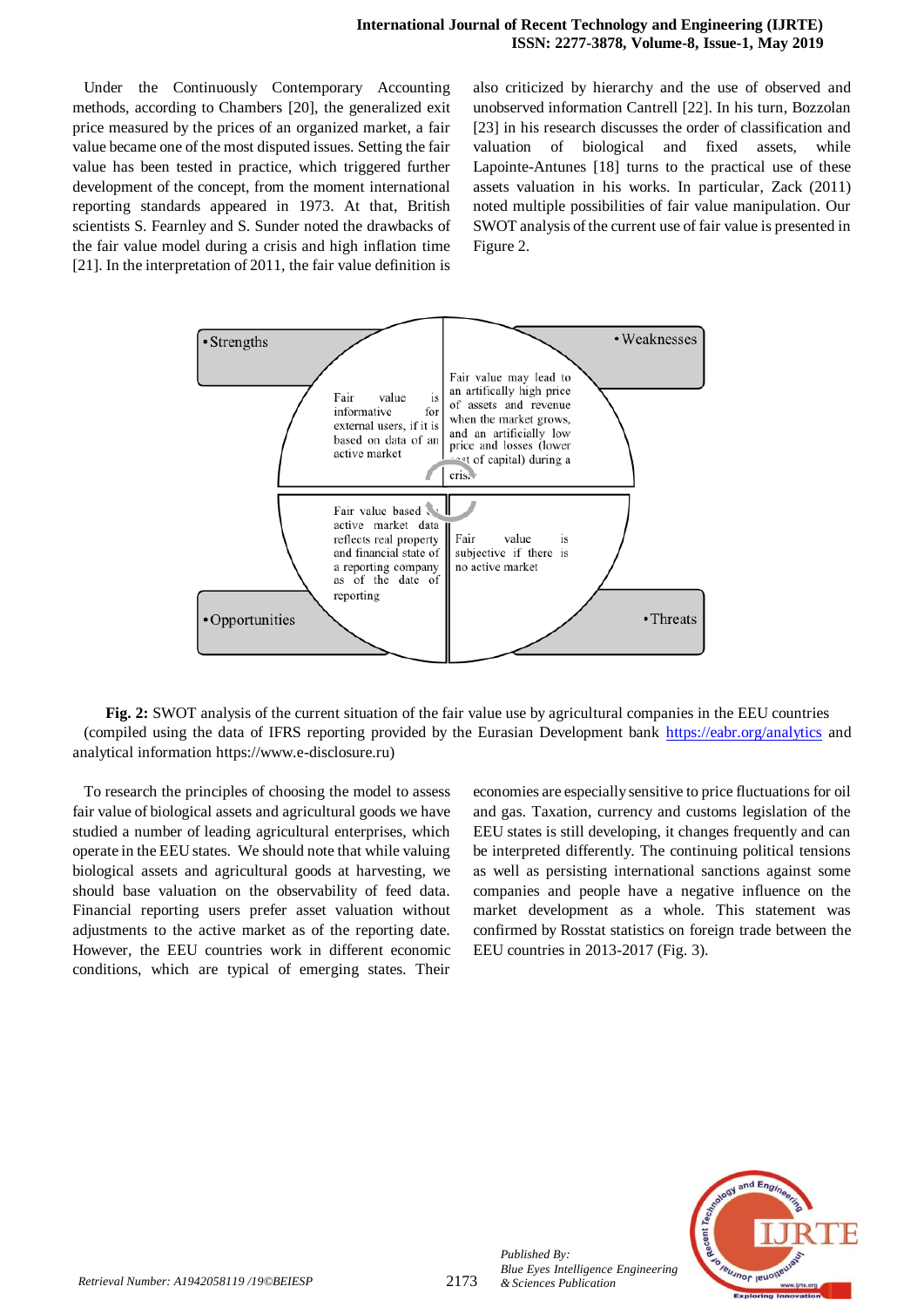Under the Continuously Contemporary Accounting methods, according to Chambers [20], the generalized exit price measured by the prices of an organized market, a fair value became one of the most disputed issues. Setting the fair value has been tested in practice, which triggered further development of the concept, from the moment international reporting standards appeared in 1973. At that, British scientists S. Fearnley and S. Sunder noted the drawbacks of the fair value model during a crisis and high inflation time [21]. In the interpretation of 2011, the fair value definition is also criticized by hierarchy and the use of observed and unobserved information Cantrell [22]. In his turn, Bozzolan [23] in his research discusses the order of classification and valuation of biological and fixed assets, while Lapointe-Antunes [18] turns to the practical use of these assets valuation in his works. In particular, Zack (2011) noted multiple possibilities of fair value manipulation. Our SWOT analysis of the current use of fair value is presented in Figure 2.

- **Strengths**: Fair value is informative for external users, if it is based on data of an active market
- **Weaknesses**: Fair value may lead to an artificially high price of assets and revenue when the market grows, and an artificially low price and losses (lower cost of capital) during a crisis
- **Opportunities**: Fair value based on active market data reflects real property and financial state of a reporting company as of the date of reporting
- **Threats**: Fair value is subjective if there is no active market

**Fig. 2:** SWOT analysis of the current situation of the fair value use by agricultural companies in the EEU countries (compiled using the data of IFRS reporting provided by the Eurasian Development bank https://eabr.org/analytics and analytical information https://www.e-disclosure.ru)

To research the principles of choosing the model to assess fair value of biological assets and agricultural goods we have studied a number of leading agricultural enterprises, which operate in the EEU states. We should note that while valuing biological assets and agricultural goods at harvesting, we should base valuation on the observability of feed data. Financial reporting users prefer asset valuation without adjustments to the active market as of the reporting date. However, the EEU countries work in different economic conditions, which are typical of emerging states. Their economies are especially sensitive to price fluctuations for oil and gas. Taxation, currency and customs legislation of the EEU states is still developing, it changes frequently and can be interpreted differently. The continuing political tensions as well as persisting international sanctions against some companies and people have a negative influence on the market development as a whole. This statement was confirmed by Rosstat statistics on foreign trade between the EEU countries in 2013-2017 (Fig. 3).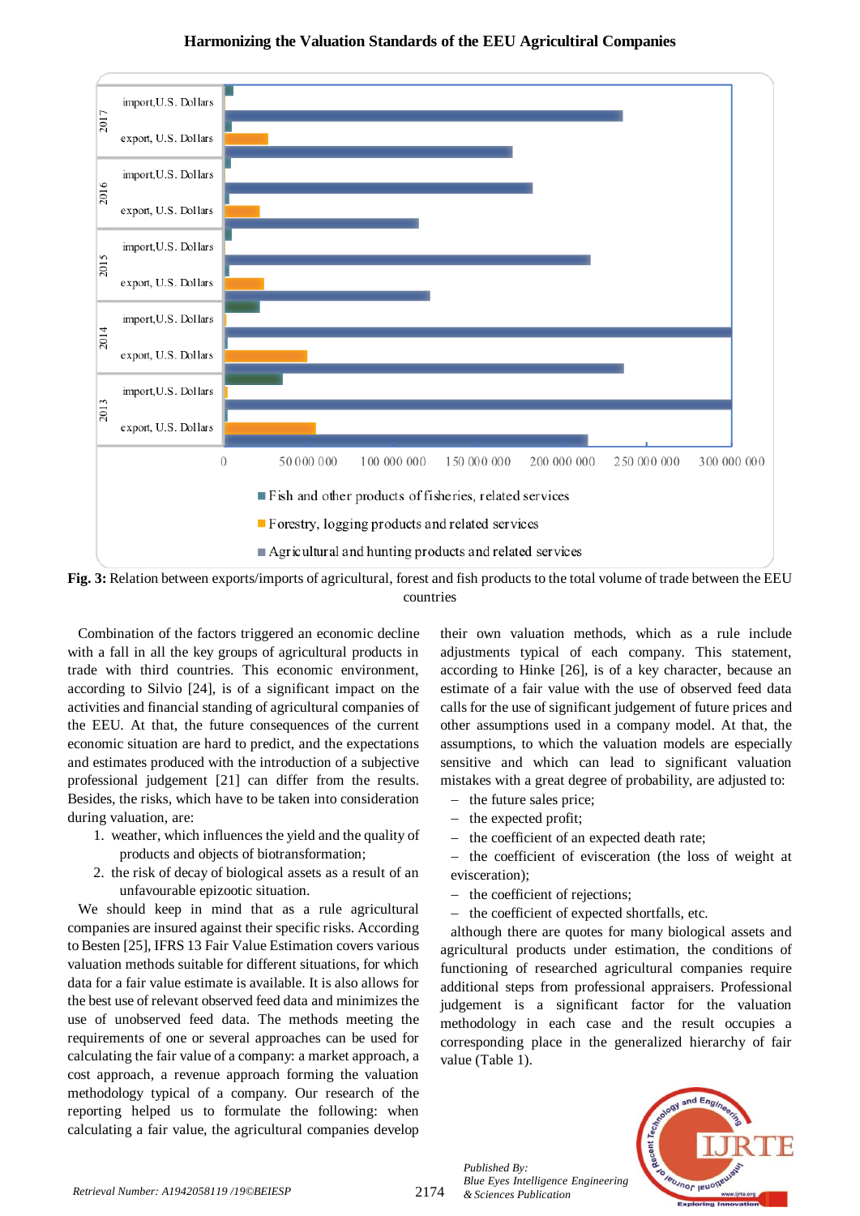Fig. 3: Relation between exports/imports of agricultural, forest and fish products to the total volume of trade between the EEU countries

Combination of the factors triggered an economic decline with a fall in all the key groups of agricultural products in trade with third countries. This economic environment, according to Silvio [24], is of a significant impact on the activities and financial standing of agricultural companies of the EEU. At that, the future consequences of the current economic situation are hard to predict, and the expectations and estimates produced with the introduction of a subjective professional judgement [21] can differ from the results. Besides, the risks, which have to be taken into consideration during valuation, are:

1. weather, which influences the yield and the quality of products and objects of biotransformation;
2. the risk of decay of biological assets as a result of an unfavourable epizootic situation.

We should keep in mind that as a rule agricultural companies are insured against their specific risks. According to Besten [25], IFRS 13 Fair Value Estimation covers various valuation methods suitable for different situations, for which data for a fair value estimate is available. It is also allows for the best use of relevant observed feed data and minimizes the use of unobserved feed data. The methods meeting the requirements of one or several approaches can be used for calculating the fair value of a company: a market approach, a cost approach, a revenue approach forming the valuation methodology typical of a company. Our research of the reporting helped us to formulate the following: when calculating a fair value, the agricultural companies develop their own valuation methods, which as a rule include adjustments typical of each company. This statement, according to Hinke [26], is of a key character, because an estimate of a fair value with the use of observed feed data calls for the use of significant judgement of future prices and other assumptions used in a company model. At that, the assumptions, to which the valuation models are especially sensitive and which can lead to significant valuation mistakes with a great degree of probability, are adjusted to:

- the future sales price;
- the expected profit;
- the coefficient of an expected death rate;
- the coefficient of evisceration (the loss of weight at evisceration);
- the coefficient of rejections;
- the coefficient of expected shortfalls, etc.

although there are quotes for many biological assets and agricultural products under estimation, the conditions of functioning of researched agricultural companies require additional steps from professional appraisers. Professional judgement is a significant factor for the valuation methodology in each case and the result occupies a corresponding place in the generalized hierarchy of fair value (Table 1).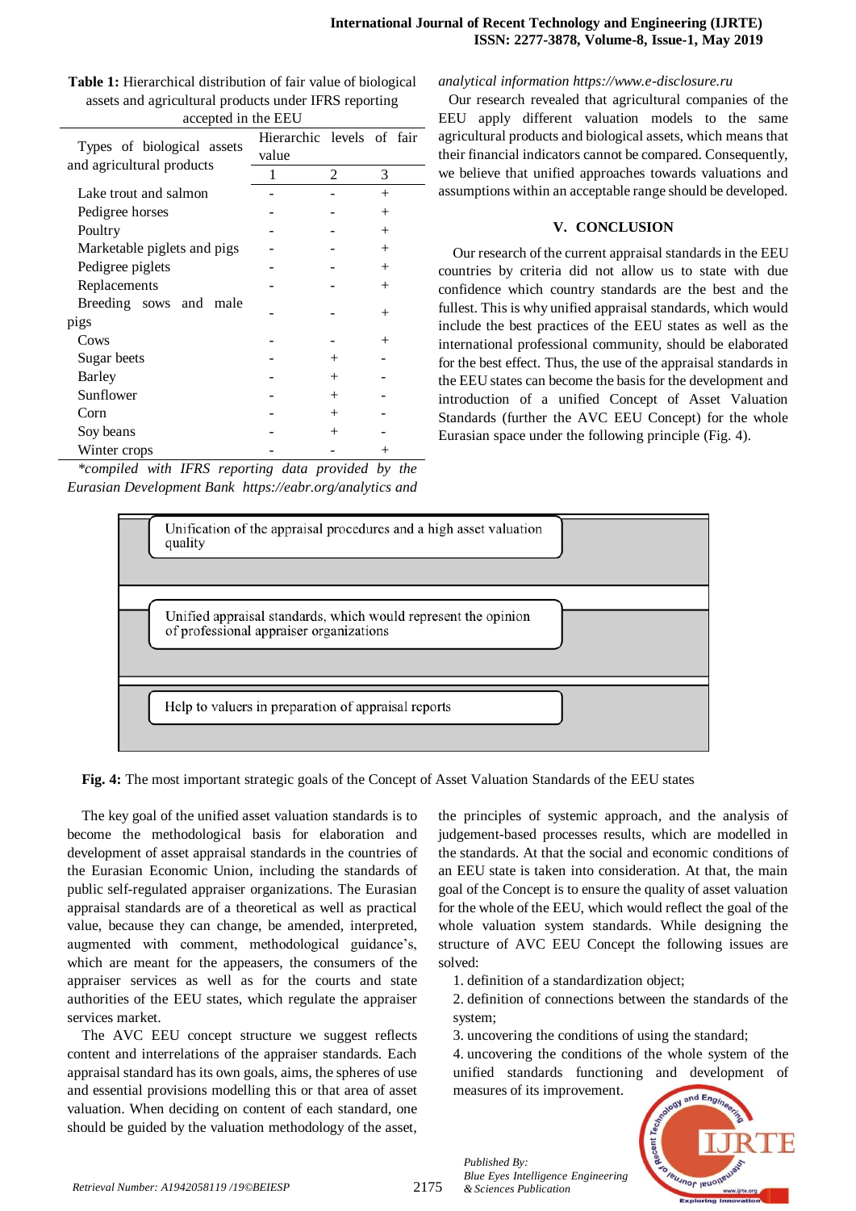**Table 1:** Hierarchical distribution of fair value of biological assets and agricultural products under IFRS reporting accepted in the EEU

| Types of biological assets and agricultural products | Hierarchic levels of fair value | | |
|---|---|---|---|
| | 1 | 2 | 3 |
| Lake trout and salmon | - | - | + |
| Pedigree horses | - | - | + |
| Poultry | - | - | + |
| Marketable piglets and pigs | - | - | + |
| Pedigree piglets | - | - | + |
| Replacements | - | - | + |
| Breeding sows and male pigs | - | - | + |
| Cows | - | - | + |
| Sugar beets | - | + | - |
| Barley | - | + | - |
| Sunflower | - | + | - |
| Corn | - | + | - |
| Soy beans | - | + | - |
| Winter crops | - | - | + |

*\*compiled with IFRS reporting data provided by the Eurasian Development Bank https://eabr.org/analytics and analytical information https://www.e-disclosure.ru*

Our research revealed that agricultural companies of the EEU apply different valuation models to the same agricultural products and biological assets, which means that their financial indicators cannot be compared. Consequently, we believe that unified approaches towards valuations and assumptions within an acceptable range should be developed.

## V. CONCLUSION

Our research of the current appraisal standards in the EEU countries by criteria did not allow us to state with due confidence which country standards are the best and the fullest. This is why unified appraisal standards, which would include the best practices of the EEU states as well as the international professional community, should be elaborated for the best effect. Thus, the use of the appraisal standards in the EEU states can become the basis for the development and introduction of a unified Concept of Asset Valuation Standards (further the AVC EEU Concept) for the whole Eurasian space under the following principle (Fig. 4).

Unification of the appraisal procedures and a high asset valuation quality

Unified appraisal standards, which would represent the opinion of professional appraiser organizations

Help to valuers in preparation of appraisal reports

**Fig. 4:** The most important strategic goals of the Concept of Asset Valuation Standards of the EEU states

The key goal of the unified asset valuation standards is to become the methodological basis for elaboration and development of asset appraisal standards in the countries of the Eurasian Economic Union, including the standards of public self-regulated appraiser organizations. The Eurasian appraisal standards are of a theoretical as well as practical value, because they can change, be amended, interpreted, augmented with comment, methodological guidance's, which are meant for the appeasers, the consumers of the appraiser services as well as for the courts and state authorities of the EEU states, which regulate the appraiser services market.

The AVC EEU concept structure we suggest reflects content and interrelations of the appraiser standards. Each appraisal standard has its own goals, aims, the spheres of use and essential provisions modelling this or that area of asset valuation. When deciding on content of each standard, one should be guided by the valuation methodology of the asset, the principles of systemic approach, and the analysis of judgement-based processes results, which are modelled in the standards. At that the social and economic conditions of an EEU state is taken into consideration. At that, the main goal of the Concept is to ensure the quality of asset valuation for the whole of the EEU, which would reflect the goal of the whole valuation system standards. While designing the structure of AVC EEU Concept the following issues are solved:

1. definition of a standardization object;
2. definition of connections between the standards of the system;
3. uncovering the conditions of using the standard;
4. uncovering the conditions of the whole system of the unified standards functioning and development of measures of its improvement.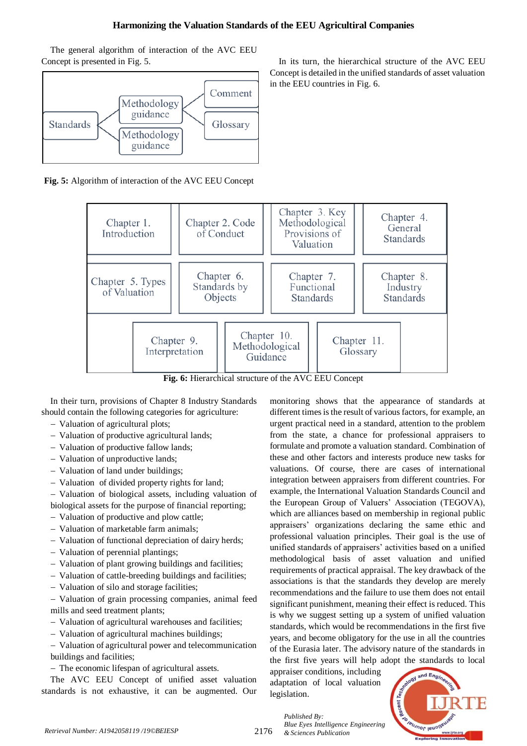The general algorithm of interaction of the AVC EEU Concept is presented in Fig. 5.

**Fig. 5:** Algorithm of interaction of the AVC EEU Concept

In its turn, the hierarchical structure of the AVC EEU Concept is detailed in the unified standards of asset valuation in the EEU countries in Fig. 6.

| Chapter 1. Introduction | Chapter 2. Code of Conduct | Chapter 3. Key Methodological Provisions of Valuation | Chapter 4. General Standards |
|---|---|---|---|
| Chapter 5. Types of Valuation | Chapter 6. Standards by Objects | Chapter 7. Functional Standards | Chapter 8. Industry Standards |
| Chapter 9. Interpretation | Chapter 10. Methodological Guidance | Chapter 11. Glossary | |

**Fig. 6:** Hierarchical structure of the AVC EEU Concept

In their turn, provisions of Chapter 8 Industry Standards should contain the following categories for agriculture:

- Valuation of agricultural plots;
- Valuation of productive agricultural lands;
- Valuation of productive fallow lands;
- Valuation of unproductive lands;
- Valuation of land under buildings;
- Valuation of divided property rights for land;
- Valuation of biological assets, including valuation of biological assets for the purpose of financial reporting;
- Valuation of productive and plow cattle;
- Valuation of marketable farm animals;
- Valuation of functional depreciation of dairy herds;
- Valuation of perennial plantings;
- Valuation of plant growing buildings and facilities;
- Valuation of cattle-breeding buildings and facilities;
- Valuation of silo and storage facilities;
- Valuation of grain processing companies, animal feed mills and seed treatment plants;
- Valuation of agricultural warehouses and facilities;
- Valuation of agricultural machines buildings;
- Valuation of agricultural power and telecommunication buildings and facilities;
- The economic lifespan of agricultural assets.

The AVC EEU Concept of unified asset valuation standards is not exhaustive, it can be augmented. Our monitoring shows that the appearance of standards at different times is the result of various factors, for example, an urgent practical need in a standard, attention to the problem from the state, a chance for professional appraisers to formulate and promote a valuation standard. Combination of these and other factors and interests produce new tasks for valuations. Of course, there are cases of international integration between appraisers from different countries. For example, the International Valuation Standards Council and the European Group of Valuers' Association (TEGOVA), which are alliances based on membership in regional public appraisers' organizations declaring the same ethic and professional valuation principles. Their goal is the use of unified standards of appraisers' activities based on a unified methodological basis of asset valuation and unified requirements of practical appraisal. The key drawback of the associations is that the standards they develop are merely recommendations and the failure to use them does not entail significant punishment, meaning their effect is reduced. This is why we suggest setting up a system of unified valuation standards, which would be recommendations in the first five years, and become obligatory for the use in all the countries of the Eurasia later. The advisory nature of the standards in the first five years will help adopt the standards to local appraiser conditions, including adaptation of local valuation legislation.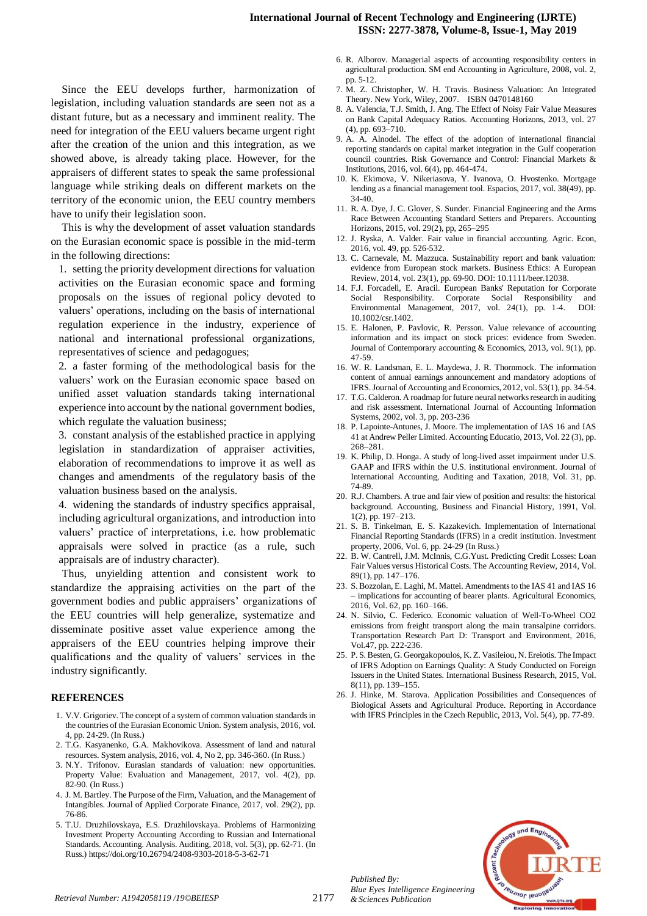Since the EEU develops further, harmonization of legislation, including valuation standards are seen not as a distant future, but as a necessary and imminent reality. The need for integration of the EEU valuers became urgent right after the creation of the union and this integration, as we showed above, is already taking place. However, for the appraisers of different states to speak the same professional language while striking deals on different markets on the territory of the economic union, the EEU country members have to unify their legislation soon.

This is why the development of asset valuation standards on the Eurasian economic space is possible in the mid-term in the following directions:

1. setting the priority development directions for valuation activities on the Eurasian economic space and forming proposals on the issues of regional policy devoted to valuers' operations, including on the basis of international regulation experience in the industry, experience of national and international professional organizations, representatives of science and pedagogues;
2. a faster forming of the methodological basis for the valuers' work on the Eurasian economic space based on unified asset valuation standards taking international experience into account by the national government bodies, which regulate the valuation business;
3. constant analysis of the established practice in applying legislation in standardization of appraiser activities, elaboration of recommendations to improve it as well as changes and amendments of the regulatory basis of the valuation business based on the analysis.
4. widening the standards of industry specifics appraisal, including agricultural organizations, and introduction into valuers' practice of interpretations, i.e. how problematic appraisals were solved in practice (as a rule, such appraisals are of industry character).

Thus, unyielding attention and consistent work to standardize the appraising activities on the part of the government bodies and public appraisers' organizations of the EEU countries will help generalize, systematize and disseminate positive asset value experience among the appraisers of the EEU countries helping improve their qualifications and the quality of valuers' services in the industry significantly.

## REFERENCES

1. V.V. Grigoriev. The concept of a system of common valuation standards in the countries of the Eurasian Economic Union. System analysis, 2016, vol. 4, pp. 24-29. (In Russ.)
2. T.G. Kasyanenko, G.A. Makhovikova. Assessment of land and natural resources. System analysis, 2016, vol. 4, No 2, pp. 346-360. (In Russ.)
3. N.Y. Trifonov. Eurasian standards of valuation: new opportunities. Property Value: Evaluation and Management, 2017, vol. 4(2), pp. 82-90. (In Russ.)
4. J. M. Bartley. The Purpose of the Firm, Valuation, and the Management of Intangibles. Journal of Applied Corporate Finance, 2017, vol. 29(2), pp. 76-86.
5. T.U. Druzhilovskaya, E.S. Druzhilovskaya. Problems of Harmonizing Investment Property Accounting According to Russian and International Standards. Accounting. Analysis. Auditing, 2018, vol. 5(3), pp. 62-71. (In Russ.) https://doi.org/10.26794/2408-9303-2018-5-3-62-71
6. R. Alborov. Managerial aspects of accounting responsibility centers in agricultural production. SM end Accounting in Agriculture, 2008, vol. 2, pp. 5-12.
7. M. Z. Christopher, W. H. Travis. Business Valuation: An Integrated Theory. New York, Wiley, 2007. ISBN 0470148160
8. A. Valencia, T.J. Smith, J. Ang. The Effect of Noisy Fair Value Measures on Bank Capital Adequacy Ratios. Accounting Horizons, 2013, vol. 27 (4), pp. 693–710.
9. A. A. Alnodel. The effect of the adoption of international financial reporting standards on capital market integration in the Gulf cooperation council countries. Risk Governance and Control: Financial Markets & Institutions, 2016, vol. 6(4), pp. 464-474.
10. K. Ekimova, V. Nikeriasova, Y. Ivanova, O. Hvostenko. Mortgage lending as a financial management tool. Espacios, 2017, vol. 38(49), pp. 34-40.
11. R. A. Dye, J. C. Glover, S. Sunder. Financial Engineering and the Arms Race Between Accounting Standard Setters and Preparers. Accounting Horizons, 2015, vol. 29(2), pp, 265–295
12. J. Ryska, A. Valder. Fair value in financial accounting. Agric. Econ, 2016, vol. 49, pp. 526-532.
13. C. Carnevale, M. Mazzuca. Sustainability report and bank valuation: evidence from European stock markets. Business Ethics: A European Review, 2014, vol. 23(1), pp. 69-90. DOI: 10.1111/beer.12038.
14. F.J. Forcadell, E. Aracil. European Banks' Reputation for Corporate Social Responsibility. Corporate Social Responsibility and Environmental Management, 2017, vol. 24(1), pp. 1-4. DOI: 10.1002/csr.1402.
15. E. Halonen, P. Pavlovic, R. Persson. Value relevance of accounting information and its impact on stock prices: evidence from Sweden. Journal of Contemporary accounting & Economics, 2013, vol. 9(1), pp. 47-59.
16. W. R. Landsman, E. L. Maydewa, J. R. Thornmock. The information content of annual earnings announcement and mandatory adoptions of IFRS. Journal of Accounting and Economics, 2012, vol. 53(1), pp. 34-54.
17. T.G. Calderon. A roadmap for future neural networks research in auditing and risk assessment. International Journal of Accounting Information Systems, 2002, vol. 3, pp. 203-236
18. P. Lapointe-Antunes, J. Moore. The implementation of IAS 16 and IAS 41 at Andrew Peller Limited. Accounting Educatio, 2013, Vol. 22 (3), pp. 268–281.
19. K. Philip, D. Honga. A study of long-lived asset impairment under U.S. GAAP and IFRS within the U.S. institutional environment. Journal of International Accounting, Auditing and Taxation, 2018, Vol. 31, pp. 74-89.
20. R.J. Chambers. A true and fair view of position and results: the historical background. Accounting, Business and Financial History, 1991, Vol. 1(2), pp. 197–213.
21. S. B. Tinkelman, E. S. Kazakevich. Implementation of International Financial Reporting Standards (IFRS) in a credit institution. Investment property, 2006, Vol. 6, pp. 24-29 (In Russ.)
22. B. W. Cantrell, J.M. McInnis, C.G.Yust. Predicting Credit Losses: Loan Fair Values versus Historical Costs. The Accounting Review, 2014, Vol. 89(1), pp. 147–176.
23. S. Bozzolan, E. Laghi, M. Mattei. Amendments to the IAS 41 and IAS 16 – implications for accounting of bearer plants. Agricultural Economics, 2016, Vol. 62, pp. 160–166.
24. N. Silvio, C. Federico. Economic valuation of Well-To-Wheel CO2 emissions from freight transport along the main transalpine corridors. Transportation Research Part D: Transport and Environment, 2016, Vol.47, pp. 222-236.
25. P. S. Besten, G. Georgakopoulos, K. Z. Vasileiou, N. Ereiotis. The Impact of IFRS Adoption on Earnings Quality: A Study Conducted on Foreign Issuers in the United States. International Business Research, 2015, Vol. 8(11), pp. 139–155.
26. J. Hinke, M. Starova. Application Possibilities and Consequences of Biological Assets and Agricultural Produce. Reporting in Accordance with IFRS Principles in the Czech Republic, 2013, Vol. 5(4), pp. 77-89.